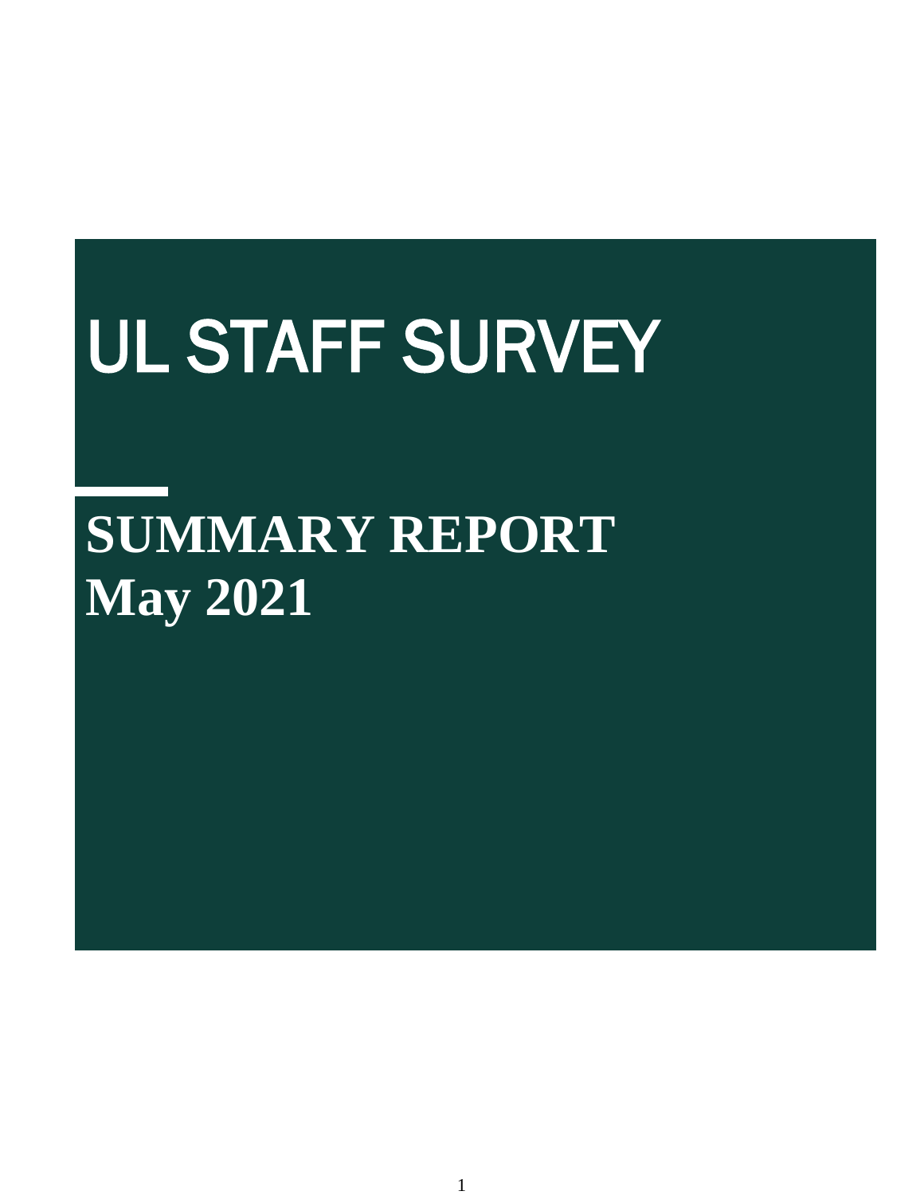# UL STAFF SURVEY

## SUMMARY REPORT
## May 2021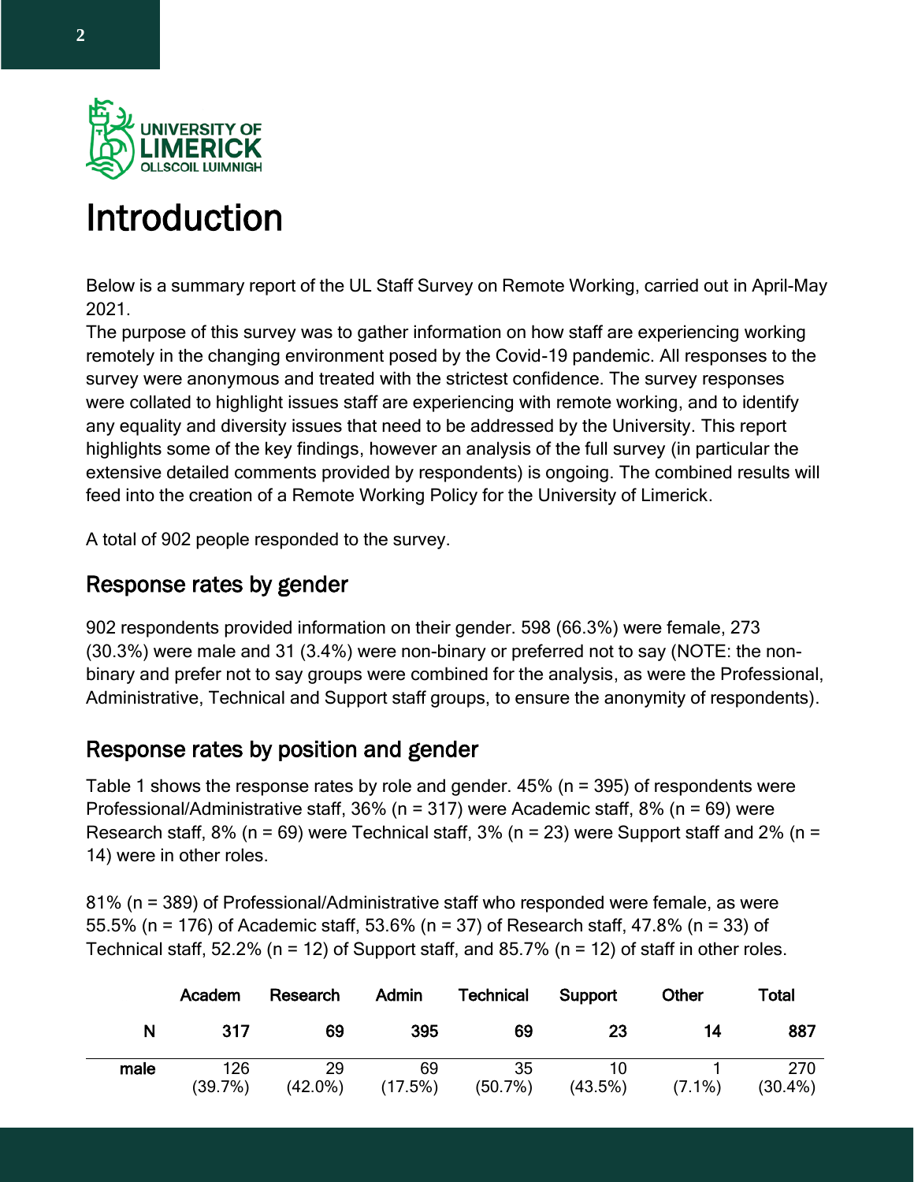# Introduction

Below is a summary report of the UL Staff Survey on Remote Working, carried out in April-May 2021.

The purpose of this survey was to gather information on how staff are experiencing working remotely in the changing environment posed by the Covid-19 pandemic. All responses to the survey were anonymous and treated with the strictest confidence. The survey responses were collated to highlight issues staff are experiencing with remote working, and to identify any equality and diversity issues that need to be addressed by the University. This report highlights some of the key findings, however an analysis of the full survey (in particular the extensive detailed comments provided by respondents) is ongoing. The combined results will feed into the creation of a Remote Working Policy for the University of Limerick.

A total of 902 people responded to the survey.

## Response rates by gender

902 respondents provided information on their gender. 598 (66.3%) were female, 273 (30.3%) were male and 31 (3.4%) were non-binary or preferred not to say (NOTE: the non-binary and prefer not to say groups were combined for the analysis, as were the Professional, Administrative, Technical and Support staff groups, to ensure the anonymity of respondents).

## Response rates by position and gender

Table 1 shows the response rates by role and gender. 45% (n = 395) of respondents were Professional/Administrative staff, 36% (n = 317) were Academic staff, 8% (n = 69) were Research staff, 8% (n = 69) were Technical staff, 3% (n = 23) were Support staff and 2% (n = 14) were in other roles.

81% (n = 389) of Professional/Administrative staff who responded were female, as were 55.5% (n = 176) of Academic staff, 53.6% (n = 37) of Research staff, 47.8% (n = 33) of Technical staff, 52.2% (n = 12) of Support staff, and 85.7% (n = 12) of staff in other roles.

| | Academ | Research | Admin | Technical | Support | Other | Total |
|---|---|---|---|---|---|---|---|
| **N** | **317** | **69** | **395** | **69** | **23** | **14** | **887** |
| **male** | 126 (39.7%) | 29 (42.0%) | 69 (17.5%) | 35 (50.7%) | 10 (43.5%) | 1 (7.1%) | 270 (30.4%) |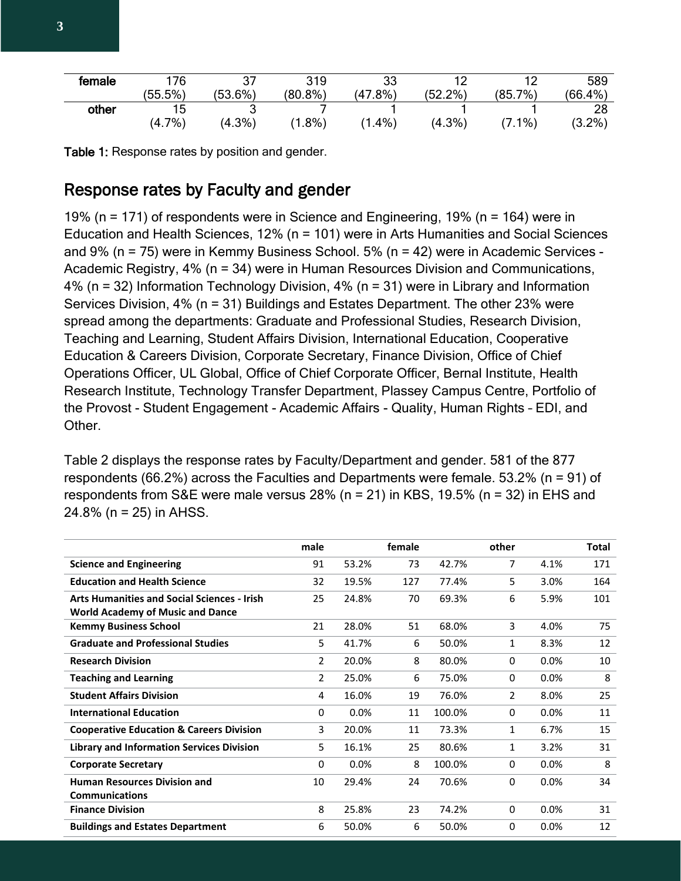| | | | | | | | |
|---|---|---|---|---|---|---|---|
| **female** | 176 (55.5%) | 37 (53.6%) | 319 (80.8%) | 33 (47.8%) | 12 (52.2%) | 12 (85.7%) | 589 (66.4%) |
| **other** | 15 (4.7%) | 3 (4.3%) | 7 (1.8%) | 1 (1.4%) | 1 (4.3%) | 1 (7.1%) | 28 (3.2%) |

**Table 1:** Response rates by position and gender.

## Response rates by Faculty and gender

19% (n = 171) of respondents were in Science and Engineering, 19% (n = 164) were in Education and Health Sciences, 12% (n = 101) were in Arts Humanities and Social Sciences and 9% (n = 75) were in Kemmy Business School. 5% (n = 42) were in Academic Services - Academic Registry, 4% (n = 34) were in Human Resources Division and Communications, 4% (n = 32) Information Technology Division, 4% (n = 31) were in Library and Information Services Division, 4% (n = 31) Buildings and Estates Department. The other 23% were spread among the departments: Graduate and Professional Studies, Research Division, Teaching and Learning, Student Affairs Division, International Education, Cooperative Education & Careers Division, Corporate Secretary, Finance Division, Office of Chief Operations Officer, UL Global, Office of Chief Corporate Officer, Bernal Institute, Health Research Institute, Technology Transfer Department, Plassey Campus Centre, Portfolio of the Provost - Student Engagement - Academic Affairs - Quality, Human Rights – EDI, and Other.

Table 2 displays the response rates by Faculty/Department and gender. 581 of the 877 respondents (66.2%) across the Faculties and Departments were female. 53.2% (n = 91) of respondents from S&E were male versus 28% (n = 21) in KBS, 19.5% (n = 32) in EHS and 24.8% (n = 25) in AHSS.

| | male | | female | | other | | Total |
|---|---|---|---|---|---|---|---|
| **Science and Engineering** | 91 | 53.2% | 73 | 42.7% | 7 | 4.1% | 171 |
| **Education and Health Science** | 32 | 19.5% | 127 | 77.4% | 5 | 3.0% | 164 |
| **Arts Humanities and Social Sciences - Irish World Academy of Music and Dance** | 25 | 24.8% | 70 | 69.3% | 6 | 5.9% | 101 |
| **Kemmy Business School** | 21 | 28.0% | 51 | 68.0% | 3 | 4.0% | 75 |
| **Graduate and Professional Studies** | 5 | 41.7% | 6 | 50.0% | 1 | 8.3% | 12 |
| **Research Division** | 2 | 20.0% | 8 | 80.0% | 0 | 0.0% | 10 |
| **Teaching and Learning** | 2 | 25.0% | 6 | 75.0% | 0 | 0.0% | 8 |
| **Student Affairs Division** | 4 | 16.0% | 19 | 76.0% | 2 | 8.0% | 25 |
| **International Education** | 0 | 0.0% | 11 | 100.0% | 0 | 0.0% | 11 |
| **Cooperative Education & Careers Division** | 3 | 20.0% | 11 | 73.3% | 1 | 6.7% | 15 |
| **Library and Information Services Division** | 5 | 16.1% | 25 | 80.6% | 1 | 3.2% | 31 |
| **Corporate Secretary** | 0 | 0.0% | 8 | 100.0% | 0 | 0.0% | 8 |
| **Human Resources Division and Communications** | 10 | 29.4% | 24 | 70.6% | 0 | 0.0% | 34 |
| **Finance Division** | 8 | 25.8% | 23 | 74.2% | 0 | 0.0% | 31 |
| **Buildings and Estates Department** | 6 | 50.0% | 6 | 50.0% | 0 | 0.0% | 12 |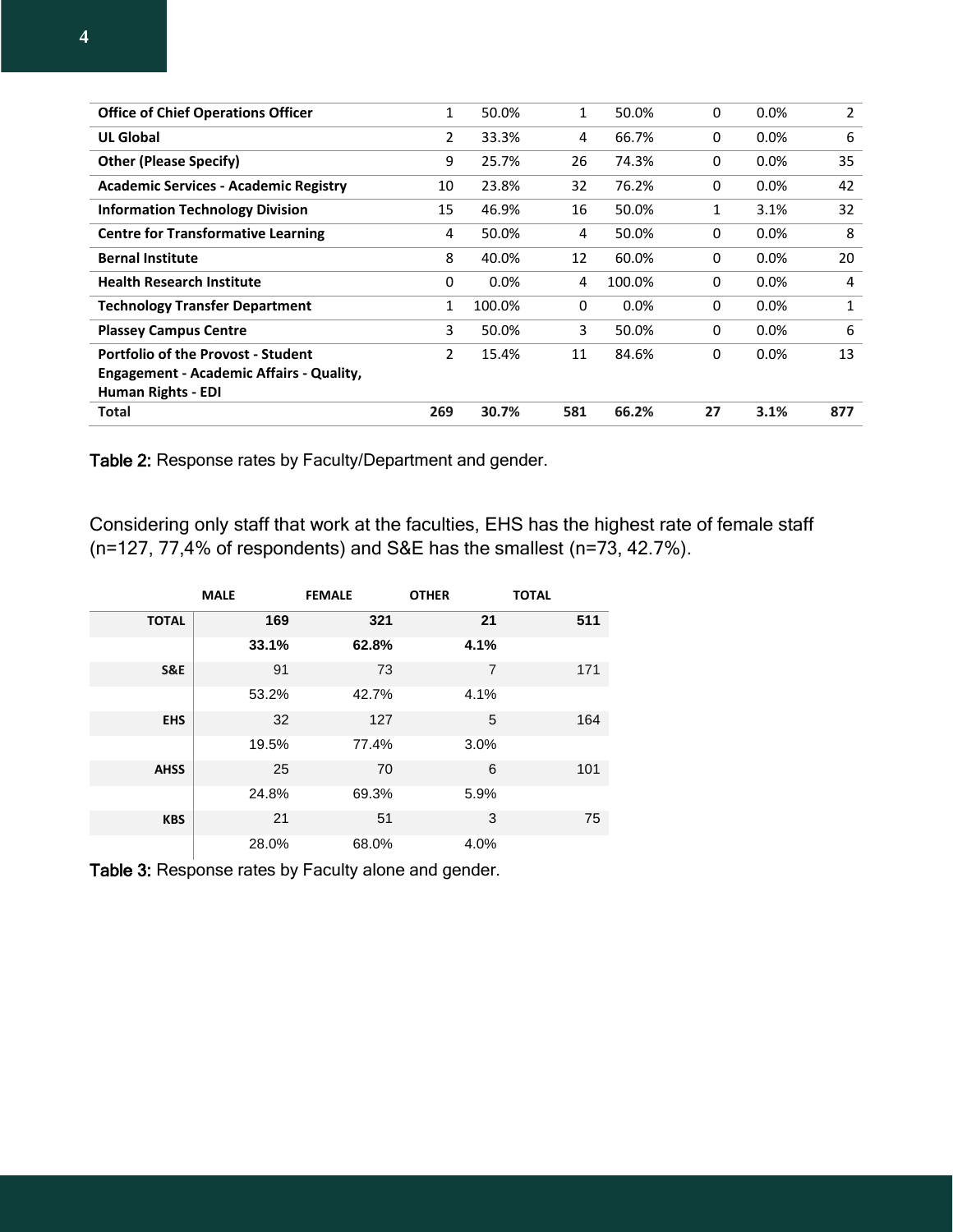| | | | | | | | |
|---|---|---|---|---|---|---|---|
| **Office of Chief Operations Officer** | 1 | 50.0% | 1 | 50.0% | 0 | 0.0% | 2 |
| **UL Global** | 2 | 33.3% | 4 | 66.7% | 0 | 0.0% | 6 |
| **Other (Please Specify)** | 9 | 25.7% | 26 | 74.3% | 0 | 0.0% | 35 |
| **Academic Services - Academic Registry** | 10 | 23.8% | 32 | 76.2% | 0 | 0.0% | 42 |
| **Information Technology Division** | 15 | 46.9% | 16 | 50.0% | 1 | 3.1% | 32 |
| **Centre for Transformative Learning** | 4 | 50.0% | 4 | 50.0% | 0 | 0.0% | 8 |
| **Bernal Institute** | 8 | 40.0% | 12 | 60.0% | 0 | 0.0% | 20 |
| **Health Research Institute** | 0 | 0.0% | 4 | 100.0% | 0 | 0.0% | 4 |
| **Technology Transfer Department** | 1 | 100.0% | 0 | 0.0% | 0 | 0.0% | 1 |
| **Plassey Campus Centre** | 3 | 50.0% | 3 | 50.0% | 0 | 0.0% | 6 |
| **Portfolio of the Provost - Student Engagement - Academic Affairs - Quality, Human Rights - EDI** | 2 | 15.4% | 11 | 84.6% | 0 | 0.0% | 13 |
| **Total** | **269** | **30.7%** | **581** | **66.2%** | **27** | **3.1%** | **877** |

Table 2: Response rates by Faculty/Department and gender.

Considering only staff that work at the faculties, EHS has the highest rate of female staff (n=127, 77,4% of respondents) and S&E has the smallest (n=73, 42.7%).

| | MALE | FEMALE | OTHER | TOTAL |
|---|---|---|---|---|
| **TOTAL** | **169** | **321** | **21** | **511** |
| | **33.1%** | **62.8%** | **4.1%** | |
| **S&E** | 91 | 73 | 7 | 171 |
| | 53.2% | 42.7% | 4.1% | |
| **EHS** | 32 | 127 | 5 | 164 |
| | 19.5% | 77.4% | 3.0% | |
| **AHSS** | 25 | 70 | 6 | 101 |
| | 24.8% | 69.3% | 5.9% | |
| **KBS** | 21 | 51 | 3 | 75 |
| | 28.0% | 68.0% | 4.0% | |

Table 3: Response rates by Faculty alone and gender.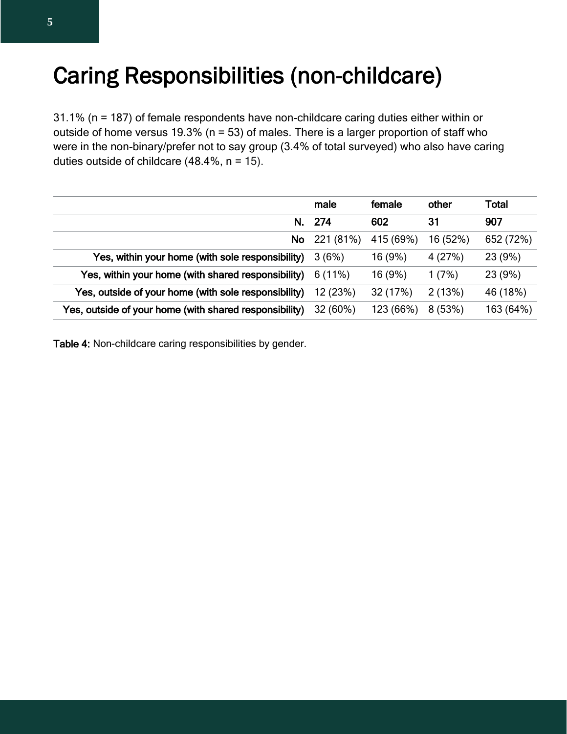# Caring Responsibilities (non-childcare)

31.1% (n = 187) of female respondents have non-childcare caring duties either within or outside of home versus 19.3% (n = 53) of males. There is a larger proportion of staff who were in the non-binary/prefer not to say group (3.4% of total surveyed) who also have caring duties outside of childcare (48.4%, n = 15).

| | male | female | other | Total |
|---|---|---|---|---|
| **N.** | **274** | **602** | **31** | **907** |
| **No** | 221 (81%) | 415 (69%) | 16 (52%) | 652 (72%) |
| **Yes, within your home (with sole responsibility)** | 3 (6%) | 16 (9%) | 4 (27%) | 23 (9%) |
| **Yes, within your home (with shared responsibility)** | 6 (11%) | 16 (9%) | 1 (7%) | 23 (9%) |
| **Yes, outside of your home (with sole responsibility)** | 12 (23%) | 32 (17%) | 2 (13%) | 46 (18%) |
| **Yes, outside of your home (with shared responsibility)** | 32 (60%) | 123 (66%) | 8 (53%) | 163 (64%) |

**Table 4:** Non-childcare caring responsibilities by gender.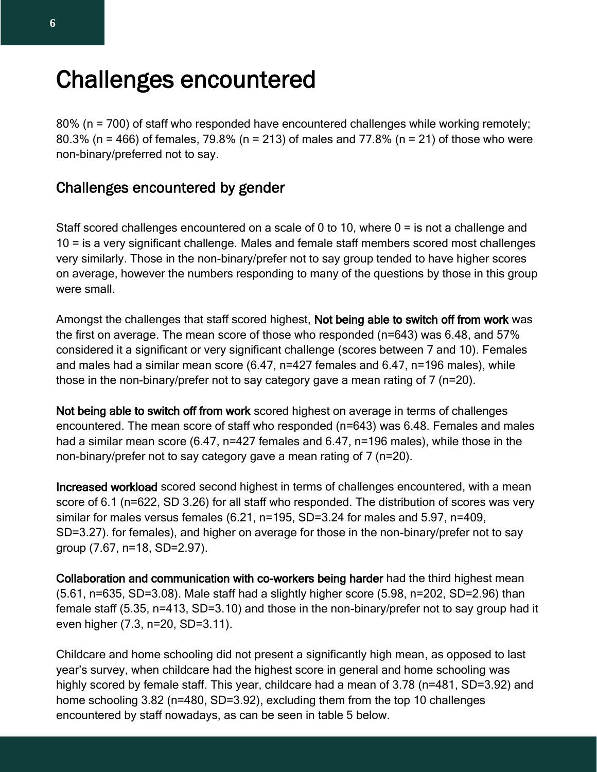# Challenges encountered

80% (n = 700) of staff who responded have encountered challenges while working remotely; 80.3% (n = 466) of females, 79.8% (n = 213) of males and 77.8% (n = 21) of those who were non-binary/preferred not to say.

## Challenges encountered by gender

Staff scored challenges encountered on a scale of 0 to 10, where 0 = is not a challenge and 10 = is a very significant challenge. Males and female staff members scored most challenges very similarly. Those in the non-binary/prefer not to say group tended to have higher scores on average, however the numbers responding to many of the questions by those in this group were small.

Amongst the challenges that staff scored highest, **Not being able to switch off from work** was the first on average. The mean score of those who responded (n=643) was 6.48, and 57% considered it a significant or very significant challenge (scores between 7 and 10). Females and males had a similar mean score (6.47, n=427 females and 6.47, n=196 males), while those in the non-binary/prefer not to say category gave a mean rating of 7 (n=20).

**Not being able to switch off from work** scored highest on average in terms of challenges encountered. The mean score of staff who responded (n=643) was 6.48. Females and males had a similar mean score (6.47, n=427 females and 6.47, n=196 males), while those in the non-binary/prefer not to say category gave a mean rating of 7 (n=20).

**Increased workload** scored second highest in terms of challenges encountered, with a mean score of 6.1 (n=622, SD 3.26) for all staff who responded. The distribution of scores was very similar for males versus females (6.21, n=195, SD=3.24 for males and 5.97, n=409, SD=3.27). for females), and higher on average for those in the non-binary/prefer not to say group (7.67, n=18, SD=2.97).

**Collaboration and communication with co-workers being harder** had the third highest mean (5.61, n=635, SD=3.08). Male staff had a slightly higher score (5.98, n=202, SD=2.96) than female staff (5.35, n=413, SD=3.10) and those in the non-binary/prefer not to say group had it even higher (7.3, n=20, SD=3.11).

Childcare and home schooling did not present a significantly high mean, as opposed to last year's survey, when childcare had the highest score in general and home schooling was highly scored by female staff. This year, childcare had a mean of 3.78 (n=481, SD=3.92) and home schooling 3.82 (n=480, SD=3.92), excluding them from the top 10 challenges encountered by staff nowadays, as can be seen in table 5 below.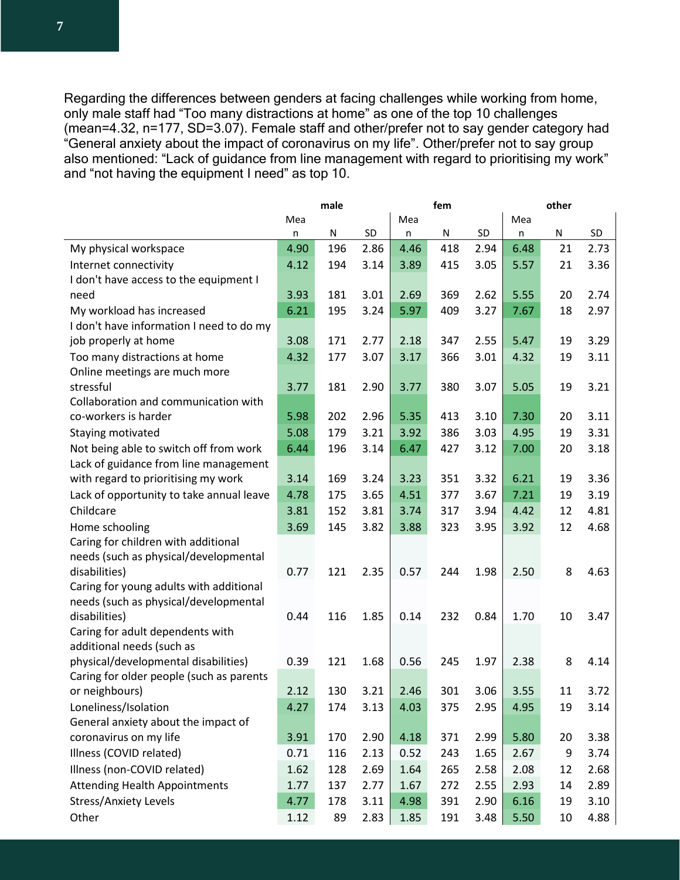Regarding the differences between genders at facing challenges while working from home, only male staff had “Too many distractions at home” as one of the top 10 challenges (mean=4.32, n=177, SD=3.07). Female staff and other/prefer not to say gender category had “General anxiety about the impact of coronavirus on my life”. Other/prefer not to say group also mentioned: “Lack of guidance from line management with regard to prioritising my work” and “not having the equipment I need” as top 10.

| | male | | | fem | | | other | | |
|---|---|---|---|---|---|---|---|---|---|
| | Mean | N | SD | Mean | N | SD | Mean | N | SD |
| My physical workspace | 4.90 | 196 | 2.86 | 4.46 | 418 | 2.94 | 6.48 | 21 | 2.73 |
| Internet connectivity | 4.12 | 194 | 3.14 | 3.89 | 415 | 3.05 | 5.57 | 21 | 3.36 |
| I don't have access to the equipment I need | 3.93 | 181 | 3.01 | 2.69 | 369 | 2.62 | 5.55 | 20 | 2.74 |
| My workload has increased | 6.21 | 195 | 3.24 | 5.97 | 409 | 3.27 | 7.67 | 18 | 2.97 |
| I don't have information I need to do my job properly at home | 3.08 | 171 | 2.77 | 2.18 | 347 | 2.55 | 5.47 | 19 | 3.29 |
| Too many distractions at home | 4.32 | 177 | 3.07 | 3.17 | 366 | 3.01 | 4.32 | 19 | 3.11 |
| Online meetings are much more stressful | 3.77 | 181 | 2.90 | 3.77 | 380 | 3.07 | 5.05 | 19 | 3.21 |
| Collaboration and communication with co-workers is harder | 5.98 | 202 | 2.96 | 5.35 | 413 | 3.10 | 7.30 | 20 | 3.11 |
| Staying motivated | 5.08 | 179 | 3.21 | 3.92 | 386 | 3.03 | 4.95 | 19 | 3.31 |
| Not being able to switch off from work | 6.44 | 196 | 3.14 | 6.47 | 427 | 3.12 | 7.00 | 20 | 3.18 |
| Lack of guidance from line management with regard to prioritising my work | 3.14 | 169 | 3.24 | 3.23 | 351 | 3.32 | 6.21 | 19 | 3.36 |
| Lack of opportunity to take annual leave | 4.78 | 175 | 3.65 | 4.51 | 377 | 3.67 | 7.21 | 19 | 3.19 |
| Childcare | 3.81 | 152 | 3.81 | 3.74 | 317 | 3.94 | 4.42 | 12 | 4.81 |
| Home schooling | 3.69 | 145 | 3.82 | 3.88 | 323 | 3.95 | 3.92 | 12 | 4.68 |
| Caring for children with additional needs (such as physical/developmental disabilities) | 0.77 | 121 | 2.35 | 0.57 | 244 | 1.98 | 2.50 | 8 | 4.63 |
| Caring for young adults with additional needs (such as physical/developmental disabilities) | 0.44 | 116 | 1.85 | 0.14 | 232 | 0.84 | 1.70 | 10 | 3.47 |
| Caring for adult dependents with additional needs (such as physical/developmental disabilities) | 0.39 | 121 | 1.68 | 0.56 | 245 | 1.97 | 2.38 | 8 | 4.14 |
| Caring for older people (such as parents or neighbours) | 2.12 | 130 | 3.21 | 2.46 | 301 | 3.06 | 3.55 | 11 | 3.72 |
| Loneliness/Isolation | 4.27 | 174 | 3.13 | 4.03 | 375 | 2.95 | 4.95 | 19 | 3.14 |
| General anxiety about the impact of coronavirus on my life | 3.91 | 170 | 2.90 | 4.18 | 371 | 2.99 | 5.80 | 20 | 3.38 |
| Illness (COVID related) | 0.71 | 116 | 2.13 | 0.52 | 243 | 1.65 | 2.67 | 9 | 3.74 |
| Illness (non-COVID related) | 1.62 | 128 | 2.69 | 1.64 | 265 | 2.58 | 2.08 | 12 | 2.68 |
| Attending Health Appointments | 1.77 | 137 | 2.77 | 1.67 | 272 | 2.55 | 2.93 | 14 | 2.89 |
| Stress/Anxiety Levels | 4.77 | 178 | 3.11 | 4.98 | 391 | 2.90 | 6.16 | 19 | 3.10 |
| Other | 1.12 | 89 | 2.83 | 1.85 | 191 | 3.48 | 5.50 | 10 | 4.88 |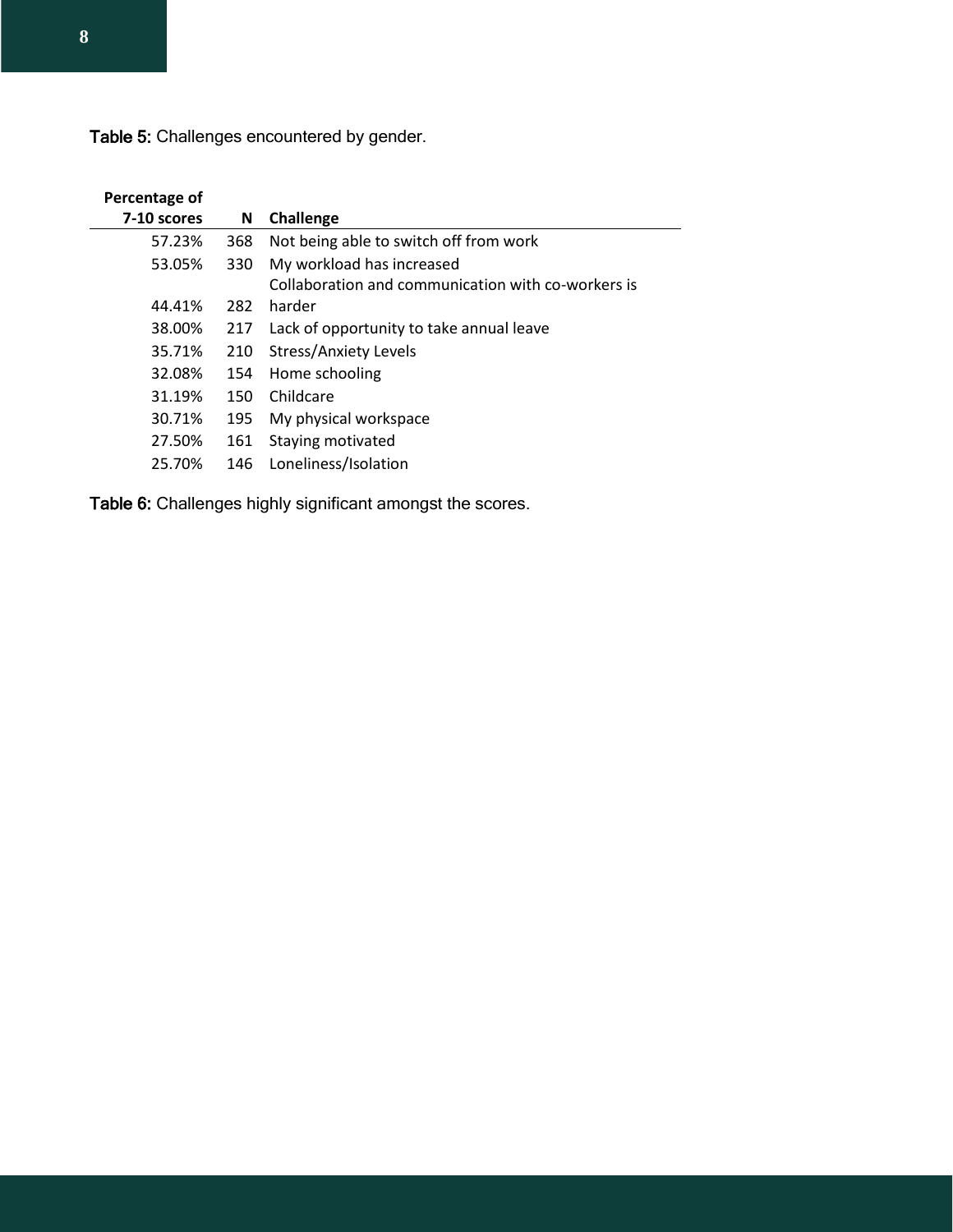Table 5: Challenges encountered by gender.

| Percentage of 7-10 scores | N | Challenge |
|---|---|---|
| 57.23% | 368 | Not being able to switch off from work |
| 53.05% | 330 | My workload has increased |
| 44.41% | 282 | Collaboration and communication with co-workers is harder |
| 38.00% | 217 | Lack of opportunity to take annual leave |
| 35.71% | 210 | Stress/Anxiety Levels |
| 32.08% | 154 | Home schooling |
| 31.19% | 150 | Childcare |
| 30.71% | 195 | My physical workspace |
| 27.50% | 161 | Staying motivated |
| 25.70% | 146 | Loneliness/Isolation |

Table 6: Challenges highly significant amongst the scores.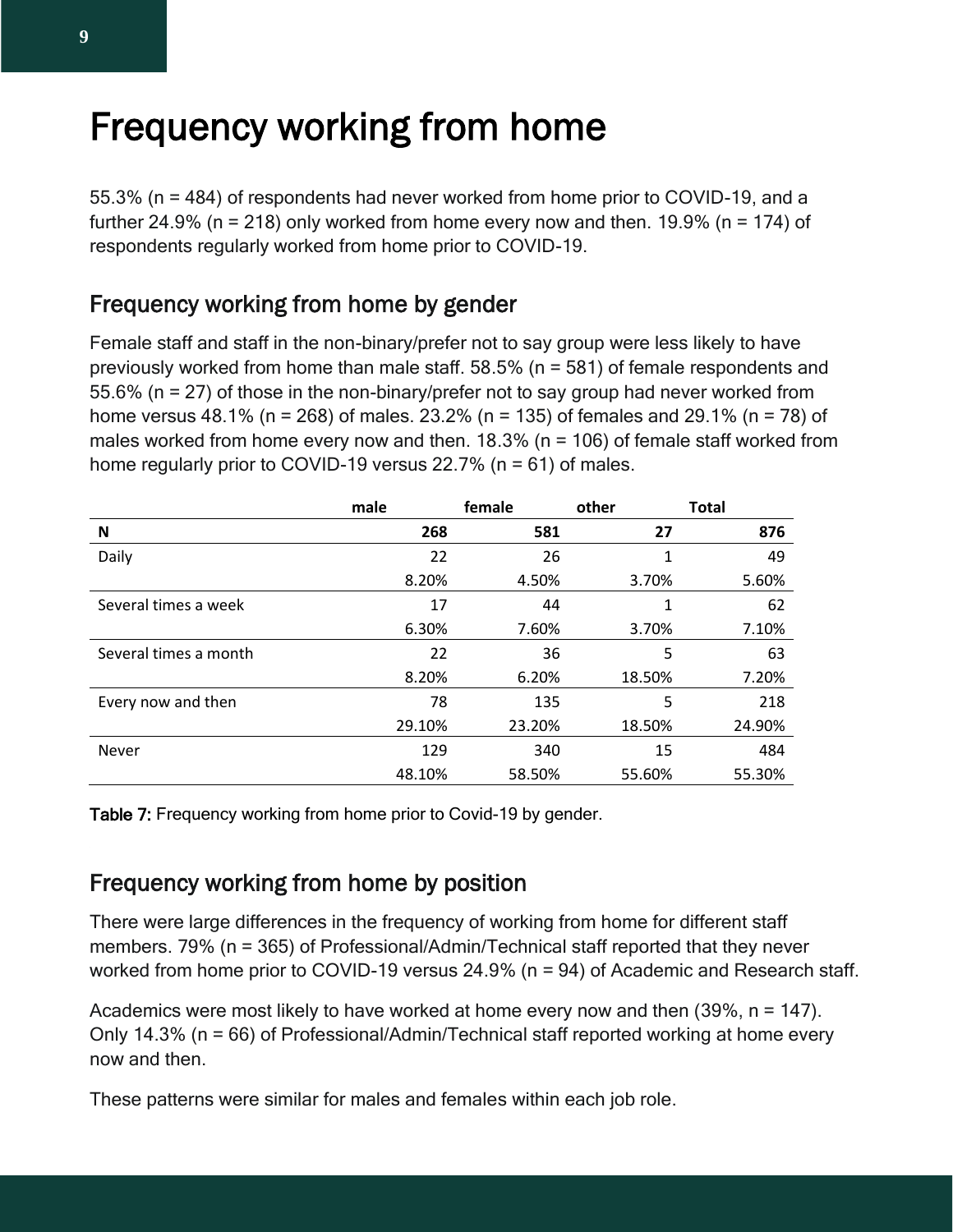# Frequency working from home

55.3% (n = 484) of respondents had never worked from home prior to COVID-19, and a further 24.9% (n = 218) only worked from home every now and then. 19.9% (n = 174) of respondents regularly worked from home prior to COVID-19.

## Frequency working from home by gender

Female staff and staff in the non-binary/prefer not to say group were less likely to have previously worked from home than male staff. 58.5% (n = 581) of female respondents and 55.6% (n = 27) of those in the non-binary/prefer not to say group had never worked from home versus 48.1% (n = 268) of males. 23.2% (n = 135) of females and 29.1% (n = 78) of males worked from home every now and then. 18.3% (n = 106) of female staff worked from home regularly prior to COVID-19 versus 22.7% (n = 61) of males.

| | male | female | other | Total |
|---|---|---|---|---|
| **N** | **268** | **581** | **27** | **876** |
| Daily | 22 | 26 | 1 | 49 |
| | 8.20% | 4.50% | 3.70% | 5.60% |
| Several times a week | 17 | 44 | 1 | 62 |
| | 6.30% | 7.60% | 3.70% | 7.10% |
| Several times a month | 22 | 36 | 5 | 63 |
| | 8.20% | 6.20% | 18.50% | 7.20% |
| Every now and then | 78 | 135 | 5 | 218 |
| | 29.10% | 23.20% | 18.50% | 24.90% |
| Never | 129 | 340 | 15 | 484 |
| | 48.10% | 58.50% | 55.60% | 55.30% |

**Table 7:** Frequency working from home prior to Covid-19 by gender.

## Frequency working from home by position

There were large differences in the frequency of working from home for different staff members. 79% (n = 365) of Professional/Admin/Technical staff reported that they never worked from home prior to COVID-19 versus 24.9% (n = 94) of Academic and Research staff.

Academics were most likely to have worked at home every now and then (39%, n = 147). Only 14.3% (n = 66) of Professional/Admin/Technical staff reported working at home every now and then.

These patterns were similar for males and females within each job role.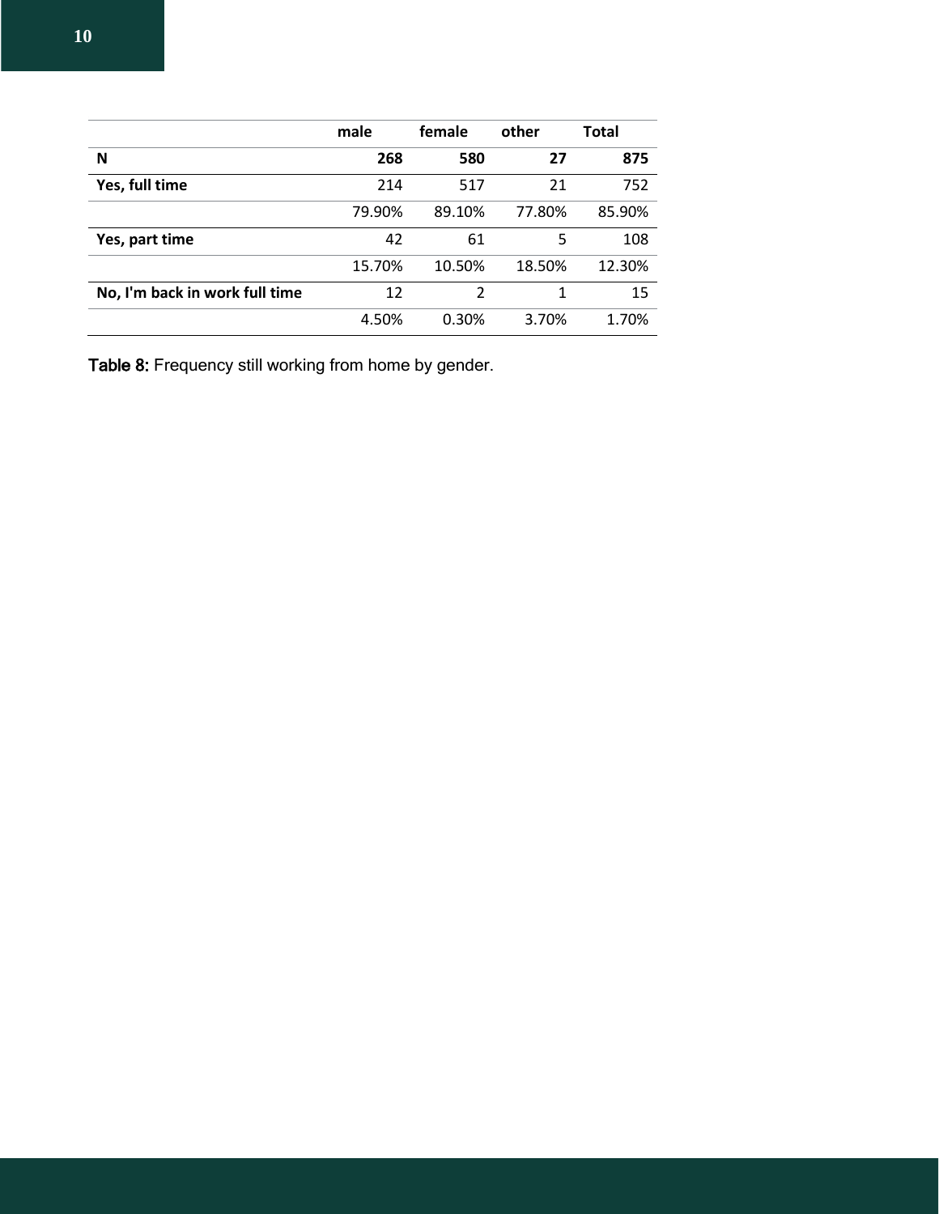| | male | female | other | Total |
|---|---|---|---|---|
| **N** | **268** | **580** | **27** | **875** |
| **Yes, full time** | 214 | 517 | 21 | 752 |
| | 79.90% | 89.10% | 77.80% | 85.90% |
| **Yes, part time** | 42 | 61 | 5 | 108 |
| | 15.70% | 10.50% | 18.50% | 12.30% |
| **No, I'm back in work full time** | 12 | 2 | 1 | 15 |
| | 4.50% | 0.30% | 3.70% | 1.70% |

Table 8: Frequency still working from home by gender.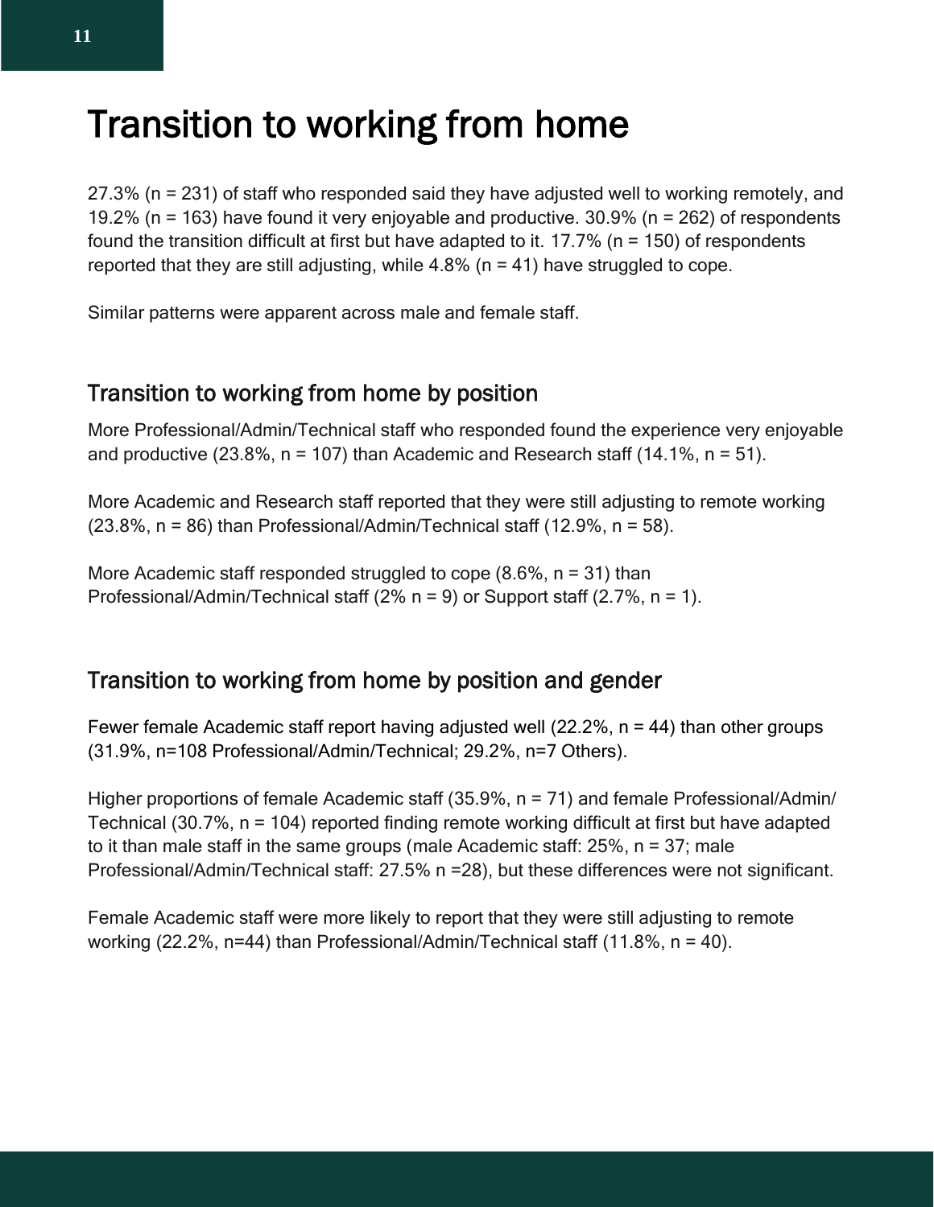# Transition to working from home

27.3% (n = 231) of staff who responded said they have adjusted well to working remotely, and 19.2% (n = 163) have found it very enjoyable and productive. 30.9% (n = 262) of respondents found the transition difficult at first but have adapted to it. 17.7% (n = 150) of respondents reported that they are still adjusting, while 4.8% (n = 41) have struggled to cope.

Similar patterns were apparent across male and female staff.

## Transition to working from home by position

More Professional/Admin/Technical staff who responded found the experience very enjoyable and productive (23.8%, n = 107) than Academic and Research staff (14.1%, n = 51).

More Academic and Research staff reported that they were still adjusting to remote working (23.8%, n = 86) than Professional/Admin/Technical staff (12.9%, n = 58).

More Academic staff responded struggled to cope (8.6%, n = 31) than Professional/Admin/Technical staff (2% n = 9) or Support staff (2.7%, n = 1).

## Transition to working from home by position and gender

Fewer female Academic staff report having adjusted well (22.2%, n = 44) than other groups (31.9%, n=108 Professional/Admin/Technical; 29.2%, n=7 Others).

Higher proportions of female Academic staff (35.9%, n = 71) and female Professional/Admin/Technical (30.7%, n = 104) reported finding remote working difficult at first but have adapted to it than male staff in the same groups (male Academic staff: 25%, n = 37; male Professional/Admin/Technical staff: 27.5% n =28), but these differences were not significant.

Female Academic staff were more likely to report that they were still adjusting to remote working (22.2%, n=44) than Professional/Admin/Technical staff (11.8%, n = 40).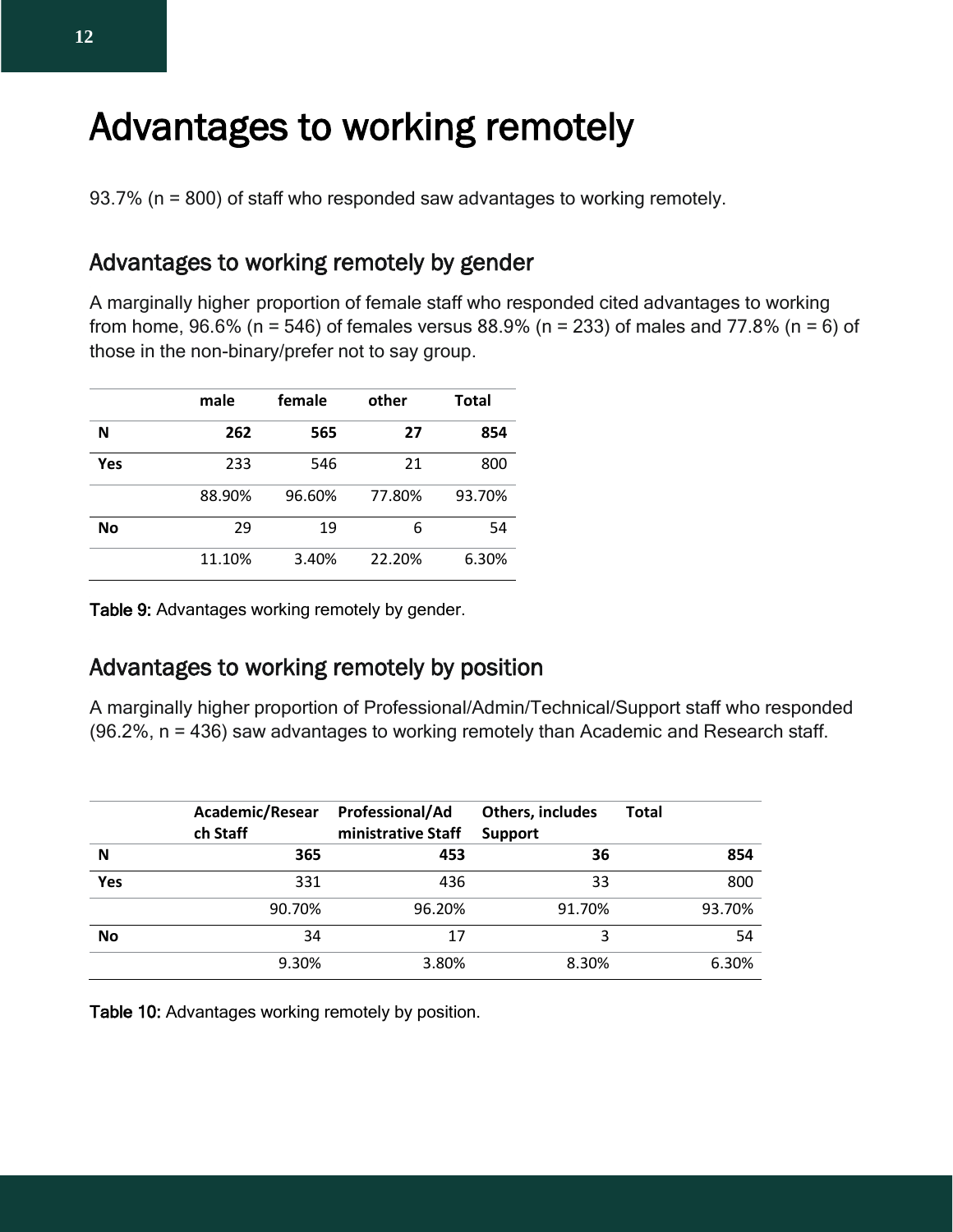# Advantages to working remotely

93.7% (n = 800) of staff who responded saw advantages to working remotely.

## Advantages to working remotely by gender

A marginally higher proportion of female staff who responded cited advantages to working from home, 96.6% (n = 546) of females versus 88.9% (n = 233) of males and 77.8% (n = 6) of those in the non-binary/prefer not to say group.

| | male | female | other | Total |
|---|---|---|---|---|
| **N** | **262** | **565** | **27** | **854** |
| **Yes** | 233 | 546 | 21 | 800 |
| | 88.90% | 96.60% | 77.80% | 93.70% |
| **No** | 29 | 19 | 6 | 54 |
| | 11.10% | 3.40% | 22.20% | 6.30% |

**Table 9:** Advantages working remotely by gender.

## Advantages to working remotely by position

A marginally higher proportion of Professional/Admin/Technical/Support staff who responded (96.2%, n = 436) saw advantages to working remotely than Academic and Research staff.

| | Academic/Research Staff | Professional/Administrative Staff | Others, includes Support | Total |
|---|---|---|---|---|
| **N** | **365** | **453** | **36** | **854** |
| **Yes** | 331 | 436 | 33 | 800 |
| | 90.70% | 96.20% | 91.70% | 93.70% |
| **No** | 34 | 17 | 3 | 54 |
| | 9.30% | 3.80% | 8.30% | 6.30% |

**Table 10:** Advantages working remotely by position.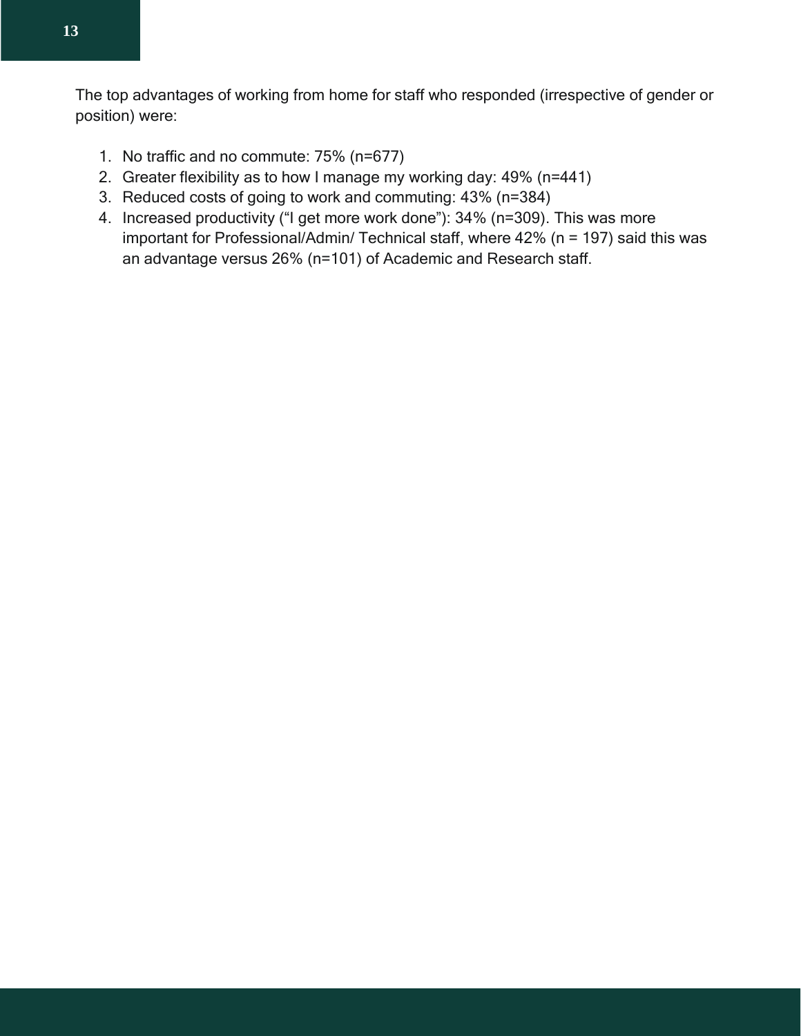The top advantages of working from home for staff who responded (irrespective of gender or position) were:

1. No traffic and no commute: 75% (n=677)
2. Greater flexibility as to how I manage my working day: 49% (n=441)
3. Reduced costs of going to work and commuting: 43% (n=384)
4. Increased productivity ("I get more work done"): 34% (n=309). This was more important for Professional/Admin/ Technical staff, where 42% (n = 197) said this was an advantage versus 26% (n=101) of Academic and Research staff.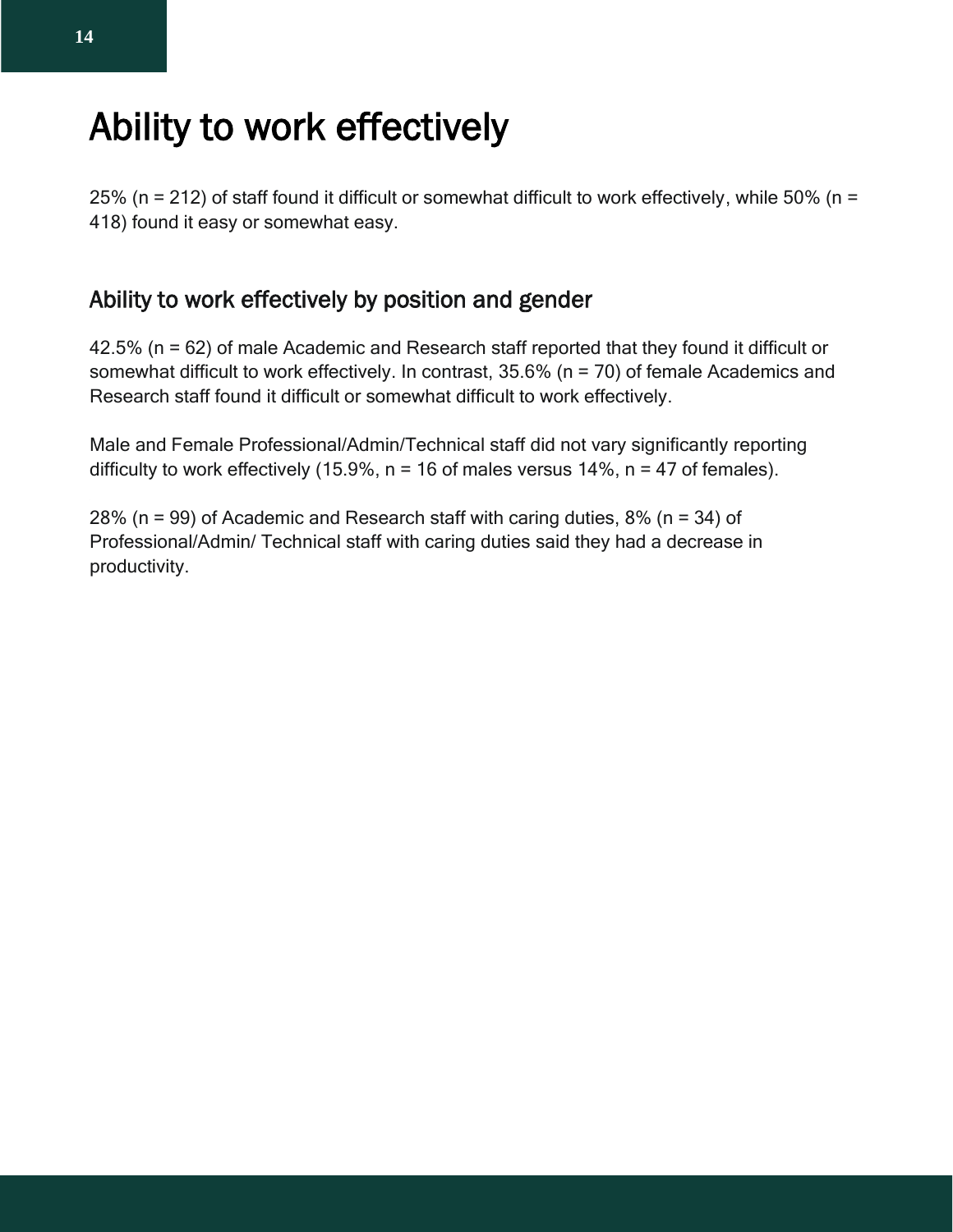# Ability to work effectively

25% (n = 212) of staff found it difficult or somewhat difficult to work effectively, while 50% (n = 418) found it easy or somewhat easy.

## Ability to work effectively by position and gender

42.5% (n = 62) of male Academic and Research staff reported that they found it difficult or somewhat difficult to work effectively. In contrast, 35.6% (n = 70) of female Academics and Research staff found it difficult or somewhat difficult to work effectively.

Male and Female Professional/Admin/Technical staff did not vary significantly reporting difficulty to work effectively (15.9%, n = 16 of males versus 14%, n = 47 of females).

28% (n = 99) of Academic and Research staff with caring duties, 8% (n = 34) of Professional/Admin/ Technical staff with caring duties said they had a decrease in productivity.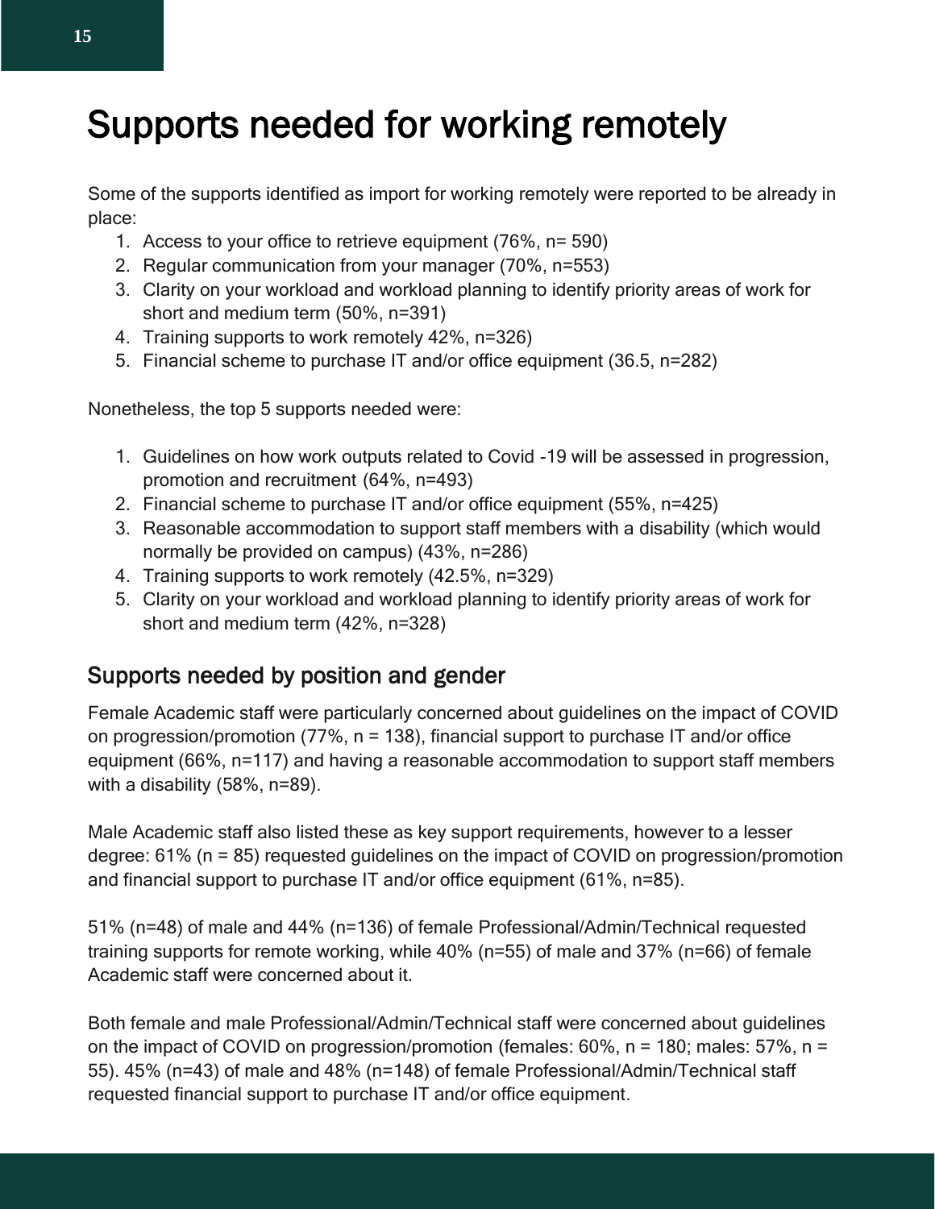# Supports needed for working remotely

Some of the supports identified as import for working remotely were reported to be already in place:

1. Access to your office to retrieve equipment (76%, n= 590)
2. Regular communication from your manager (70%, n=553)
3. Clarity on your workload and workload planning to identify priority areas of work for short and medium term (50%, n=391)
4. Training supports to work remotely 42%, n=326)
5. Financial scheme to purchase IT and/or office equipment (36.5, n=282)

Nonetheless, the top 5 supports needed were:

1. Guidelines on how work outputs related to Covid -19 will be assessed in progression, promotion and recruitment (64%, n=493)
2. Financial scheme to purchase IT and/or office equipment (55%, n=425)
3. Reasonable accommodation to support staff members with a disability (which would normally be provided on campus) (43%, n=286)
4. Training supports to work remotely (42.5%, n=329)
5. Clarity on your workload and workload planning to identify priority areas of work for short and medium term (42%, n=328)

## Supports needed by position and gender

Female Academic staff were particularly concerned about guidelines on the impact of COVID on progression/promotion (77%, n = 138), financial support to purchase IT and/or office equipment (66%, n=117) and having a reasonable accommodation to support staff members with a disability (58%, n=89).

Male Academic staff also listed these as key support requirements, however to a lesser degree: 61% (n = 85) requested guidelines on the impact of COVID on progression/promotion and financial support to purchase IT and/or office equipment (61%, n=85).

51% (n=48) of male and 44% (n=136) of female Professional/Admin/Technical requested training supports for remote working, while 40% (n=55) of male and 37% (n=66) of female Academic staff were concerned about it.

Both female and male Professional/Admin/Technical staff were concerned about guidelines on the impact of COVID on progression/promotion (females: 60%, n = 180; males: 57%, n = 55). 45% (n=43) of male and 48% (n=148) of female Professional/Admin/Technical staff requested financial support to purchase IT and/or office equipment.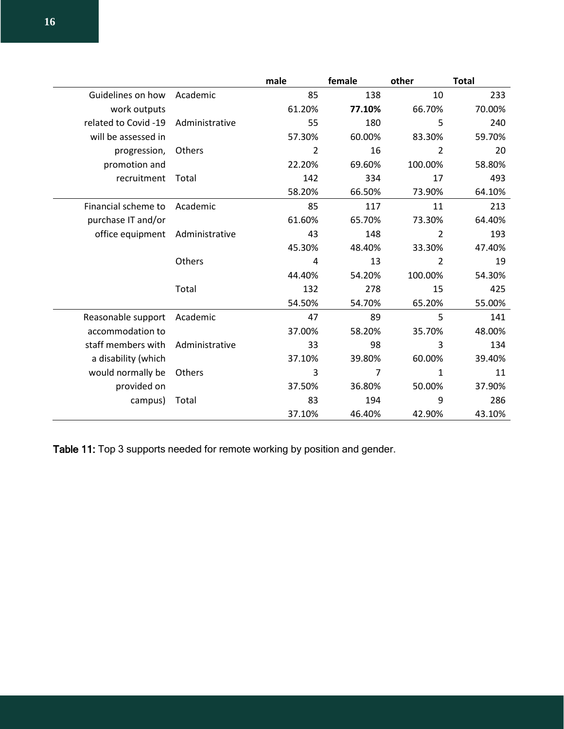| | | male | female | other | Total |
|---|---|---|---|---|---|
| Guidelines on how work outputs related to Covid -19 will be assessed in progression, promotion and recruitment | Academic | 85 | 138 | 10 | 233 |
| | | 61.20% | **77.10%** | 66.70% | 70.00% |
| | Administrative | 55 | 180 | 5 | 240 |
| | | 57.30% | 60.00% | 83.30% | 59.70% |
| | Others | 2 | 16 | 2 | 20 |
| | | 22.20% | 69.60% | 100.00% | 58.80% |
| | Total | 142 | 334 | 17 | 493 |
| | | 58.20% | 66.50% | 73.90% | 64.10% |
| Financial scheme to purchase IT and/or office equipment | Academic | 85 | 117 | 11 | 213 |
| | | 61.60% | 65.70% | 73.30% | 64.40% |
| | Administrative | 43 | 148 | 2 | 193 |
| | | 45.30% | 48.40% | 33.30% | 47.40% |
| | Others | 4 | 13 | 2 | 19 |
| | | 44.40% | 54.20% | 100.00% | 54.30% |
| | Total | 132 | 278 | 15 | 425 |
| | | 54.50% | 54.70% | 65.20% | 55.00% |
| Reasonable support accommodation to staff members with a disability (which would normally be provided on campus) | Academic | 47 | 89 | 5 | 141 |
| | | 37.00% | 58.20% | 35.70% | 48.00% |
| | Administrative | 33 | 98 | 3 | 134 |
| | | 37.10% | 39.80% | 60.00% | 39.40% |
| | Others | 3 | 7 | 1 | 11 |
| | | 37.50% | 36.80% | 50.00% | 37.90% |
| | Total | 83 | 194 | 9 | 286 |
| | | 37.10% | 46.40% | 42.90% | 43.10% |

**Table 11:** Top 3 supports needed for remote working by position and gender.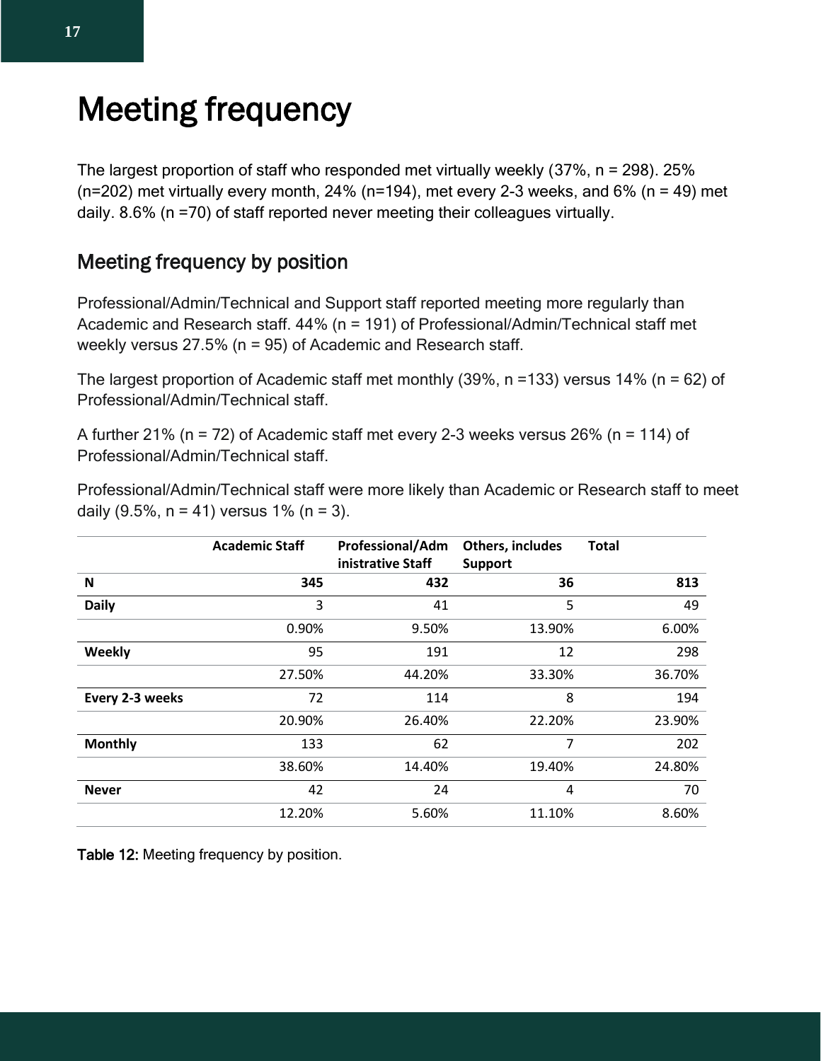# Meeting frequency

The largest proportion of staff who responded met virtually weekly (37%, n = 298). 25% (n=202) met virtually every month, 24% (n=194), met every 2-3 weeks, and 6% (n = 49) met daily. 8.6% (n =70) of staff reported never meeting their colleagues virtually.

## Meeting frequency by position

Professional/Admin/Technical and Support staff reported meeting more regularly than Academic and Research staff. 44% (n = 191) of Professional/Admin/Technical staff met weekly versus 27.5% (n = 95) of Academic and Research staff.

The largest proportion of Academic staff met monthly (39%, n =133) versus 14% (n = 62) of Professional/Admin/Technical staff.

A further 21% (n = 72) of Academic staff met every 2-3 weeks versus 26% (n = 114) of Professional/Admin/Technical staff.

Professional/Admin/Technical staff were more likely than Academic or Research staff to meet daily (9.5%, n = 41) versus 1% (n = 3).

| | Academic Staff | Professional/Administrative Staff | Others, includes Support | Total |
|---|---|---|---|---|
| **N** | **345** | **432** | **36** | **813** |
| **Daily** | 3 | 41 | 5 | 49 |
| | 0.90% | 9.50% | 13.90% | 6.00% |
| **Weekly** | 95 | 191 | 12 | 298 |
| | 27.50% | 44.20% | 33.30% | 36.70% |
| **Every 2-3 weeks** | 72 | 114 | 8 | 194 |
| | 20.90% | 26.40% | 22.20% | 23.90% |
| **Monthly** | 133 | 62 | 7 | 202 |
| | 38.60% | 14.40% | 19.40% | 24.80% |
| **Never** | 42 | 24 | 4 | 70 |
| | 12.20% | 5.60% | 11.10% | 8.60% |

**Table 12:** Meeting frequency by position.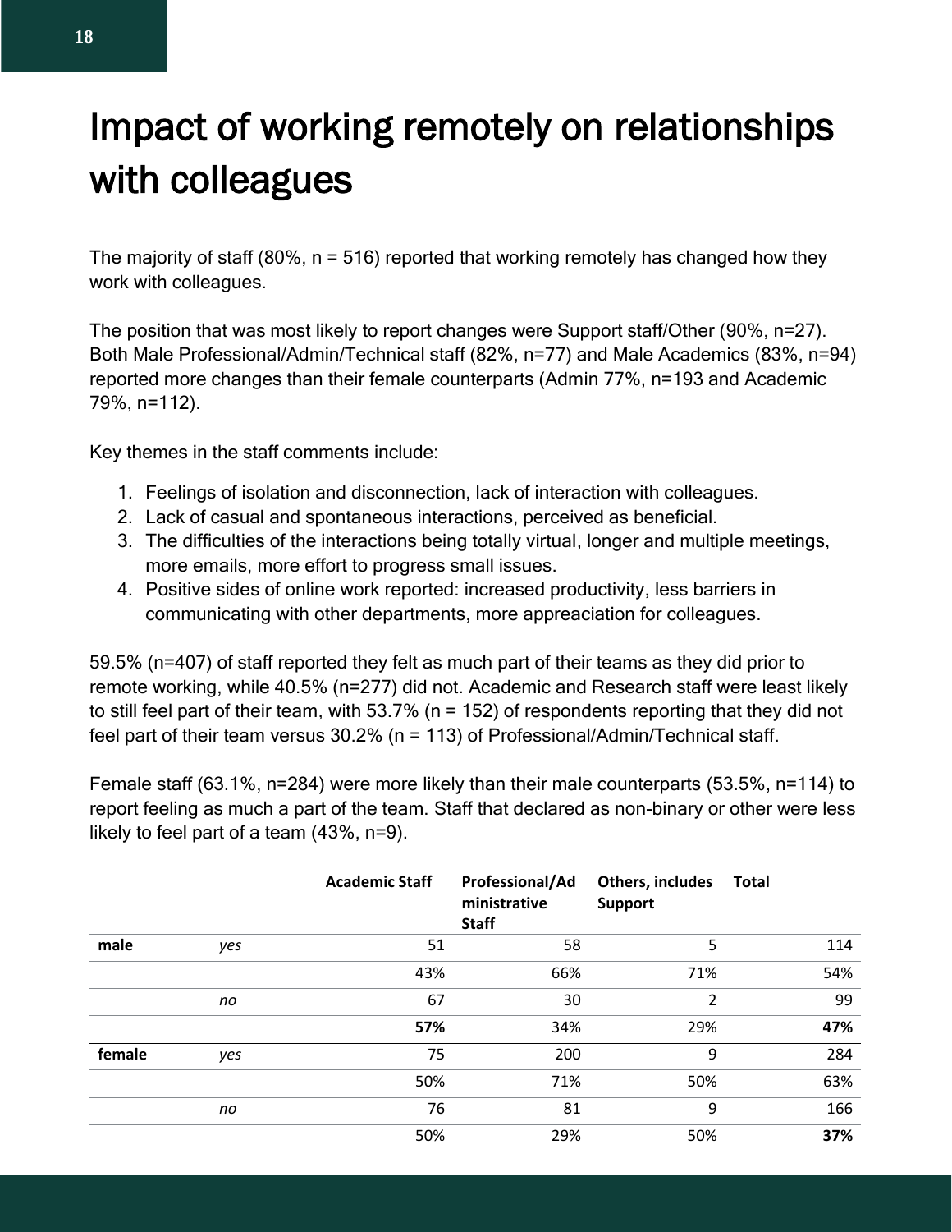# Impact of working remotely on relationships with colleagues

The majority of staff (80%, n = 516) reported that working remotely has changed how they work with colleagues.

The position that was most likely to report changes were Support staff/Other (90%, n=27). Both Male Professional/Admin/Technical staff (82%, n=77) and Male Academics (83%, n=94) reported more changes than their female counterparts (Admin 77%, n=193 and Academic 79%, n=112).

Key themes in the staff comments include:

1. Feelings of isolation and disconnection, lack of interaction with colleagues.
2. Lack of casual and spontaneous interactions, perceived as beneficial.
3. The difficulties of the interactions being totally virtual, longer and multiple meetings, more emails, more effort to progress small issues.
4. Positive sides of online work reported: increased productivity, less barriers in communicating with other departments, more appreaciation for colleagues.

59.5% (n=407) of staff reported they felt as much part of their teams as they did prior to remote working, while 40.5% (n=277) did not. Academic and Research staff were least likely to still feel part of their team, with 53.7% (n = 152) of respondents reporting that they did not feel part of their team versus 30.2% (n = 113) of Professional/Admin/Technical staff.

Female staff (63.1%, n=284) were more likely than their male counterparts (53.5%, n=114) to report feeling as much a part of the team. Staff that declared as non-binary or other were less likely to feel part of a team (43%, n=9).

| | | Academic Staff | Professional/Administrative Staff | Others, includes Support | Total |
|---|---|---|---|---|---|
| **male** | *yes* | 51 | 58 | 5 | 114 |
| | | 43% | 66% | 71% | 54% |
| | *no* | 67 | 30 | 2 | 99 |
| | | **57%** | 34% | 29% | **47%** |
| **female** | *yes* | 75 | 200 | 9 | 284 |
| | | 50% | 71% | 50% | 63% |
| | *no* | 76 | 81 | 9 | 166 |
| | | 50% | 29% | 50% | **37%** |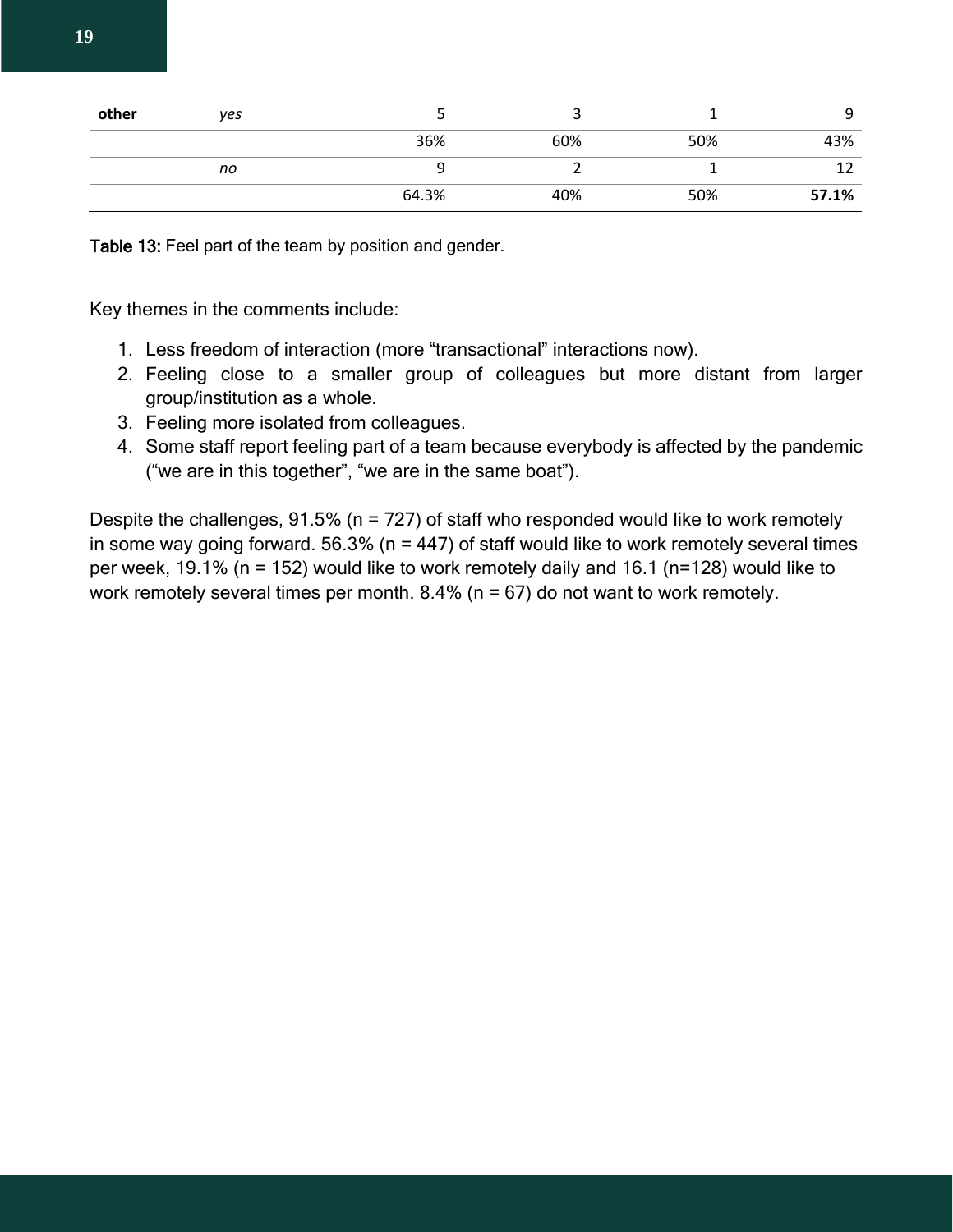| | | | | | |
|---|---|---|---|---|---|
| **other** | *yes* | 5 | 3 | 1 | 9 |
| | | 36% | 60% | 50% | 43% |
| | *no* | 9 | 2 | 1 | 12 |
| | | 64.3% | 40% | 50% | **57.1%** |

**Table 13:** Feel part of the team by position and gender.

Key themes in the comments include:

1. Less freedom of interaction (more "transactional" interactions now).
2. Feeling close to a smaller group of colleagues but more distant from larger group/institution as a whole.
3. Feeling more isolated from colleagues.
4. Some staff report feeling part of a team because everybody is affected by the pandemic ("we are in this together", "we are in the same boat").

Despite the challenges, 91.5% (n = 727) of staff who responded would like to work remotely in some way going forward. 56.3% (n = 447) of staff would like to work remotely several times per week, 19.1% (n = 152) would like to work remotely daily and 16.1 (n=128) would like to work remotely several times per month. 8.4% (n = 67) do not want to work remotely.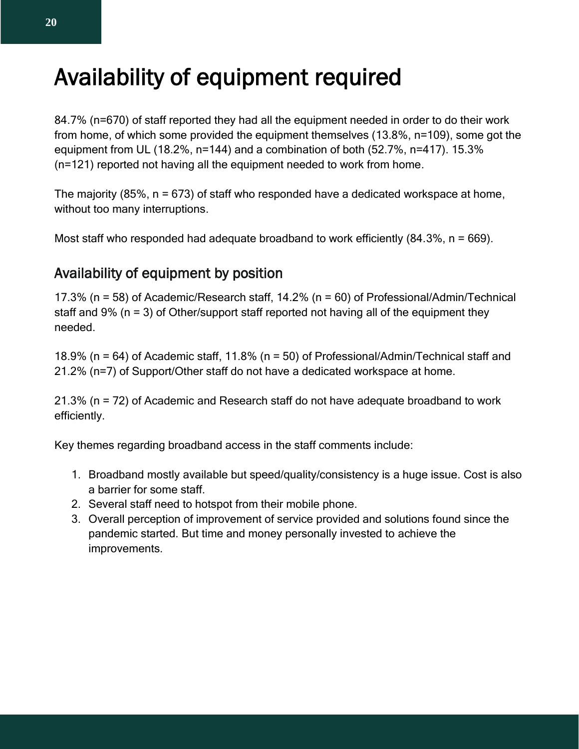# Availability of equipment required

84.7% (n=670) of staff reported they had all the equipment needed in order to do their work from home, of which some provided the equipment themselves (13.8%, n=109), some got the equipment from UL (18.2%, n=144) and a combination of both (52.7%, n=417). 15.3% (n=121) reported not having all the equipment needed to work from home.

The majority (85%, n = 673) of staff who responded have a dedicated workspace at home, without too many interruptions.

Most staff who responded had adequate broadband to work efficiently (84.3%, n = 669).

## Availability of equipment by position

17.3% (n = 58) of Academic/Research staff, 14.2% (n = 60) of Professional/Admin/Technical staff and 9% (n = 3) of Other/support staff reported not having all of the equipment they needed.

18.9% (n = 64) of Academic staff, 11.8% (n = 50) of Professional/Admin/Technical staff and 21.2% (n=7) of Support/Other staff do not have a dedicated workspace at home.

21.3% (n = 72) of Academic and Research staff do not have adequate broadband to work efficiently.

Key themes regarding broadband access in the staff comments include:

1. Broadband mostly available but speed/quality/consistency is a huge issue. Cost is also a barrier for some staff.
2. Several staff need to hotspot from their mobile phone.
3. Overall perception of improvement of service provided and solutions found since the pandemic started. But time and money personally invested to achieve the improvements.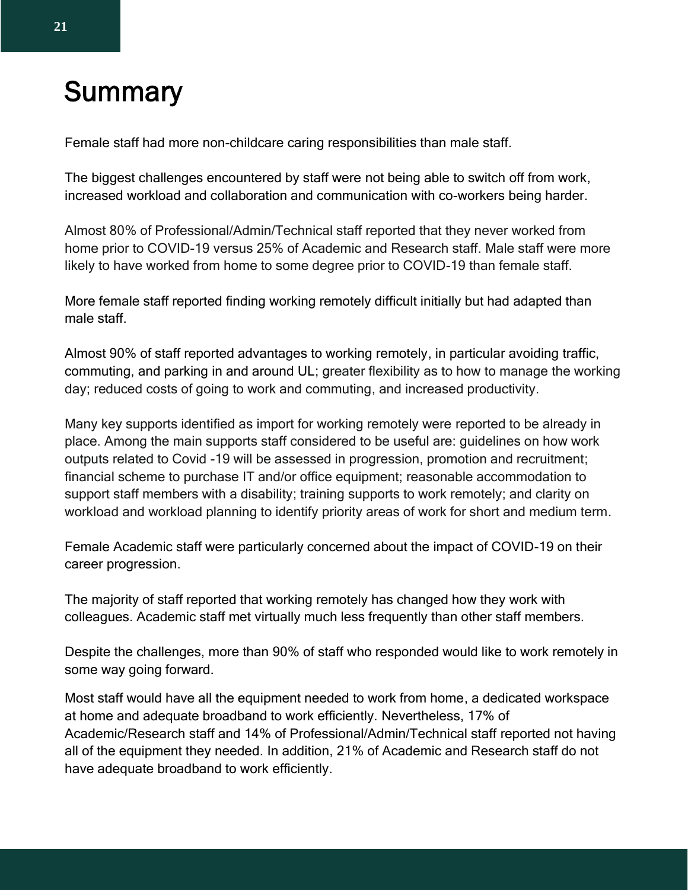# Summary

Female staff had more non-childcare caring responsibilities than male staff.

The biggest challenges encountered by staff were not being able to switch off from work, increased workload and collaboration and communication with co-workers being harder.

Almost 80% of Professional/Admin/Technical staff reported that they never worked from home prior to COVID-19 versus 25% of Academic and Research staff. Male staff were more likely to have worked from home to some degree prior to COVID-19 than female staff.

More female staff reported finding working remotely difficult initially but had adapted than male staff.

Almost 90% of staff reported advantages to working remotely, in particular avoiding traffic, commuting, and parking in and around UL; greater flexibility as to how to manage the working day; reduced costs of going to work and commuting, and increased productivity.

Many key supports identified as import for working remotely were reported to be already in place. Among the main supports staff considered to be useful are: guidelines on how work outputs related to Covid -19 will be assessed in progression, promotion and recruitment; financial scheme to purchase IT and/or office equipment; reasonable accommodation to support staff members with a disability; training supports to work remotely; and clarity on workload and workload planning to identify priority areas of work for short and medium term.

Female Academic staff were particularly concerned about the impact of COVID-19 on their career progression.

The majority of staff reported that working remotely has changed how they work with colleagues. Academic staff met virtually much less frequently than other staff members.

Despite the challenges, more than 90% of staff who responded would like to work remotely in some way going forward.

Most staff would have all the equipment needed to work from home, a dedicated workspace at home and adequate broadband to work efficiently. Nevertheless, 17% of Academic/Research staff and 14% of Professional/Admin/Technical staff reported not having all of the equipment they needed. In addition, 21% of Academic and Research staff do not have adequate broadband to work efficiently.